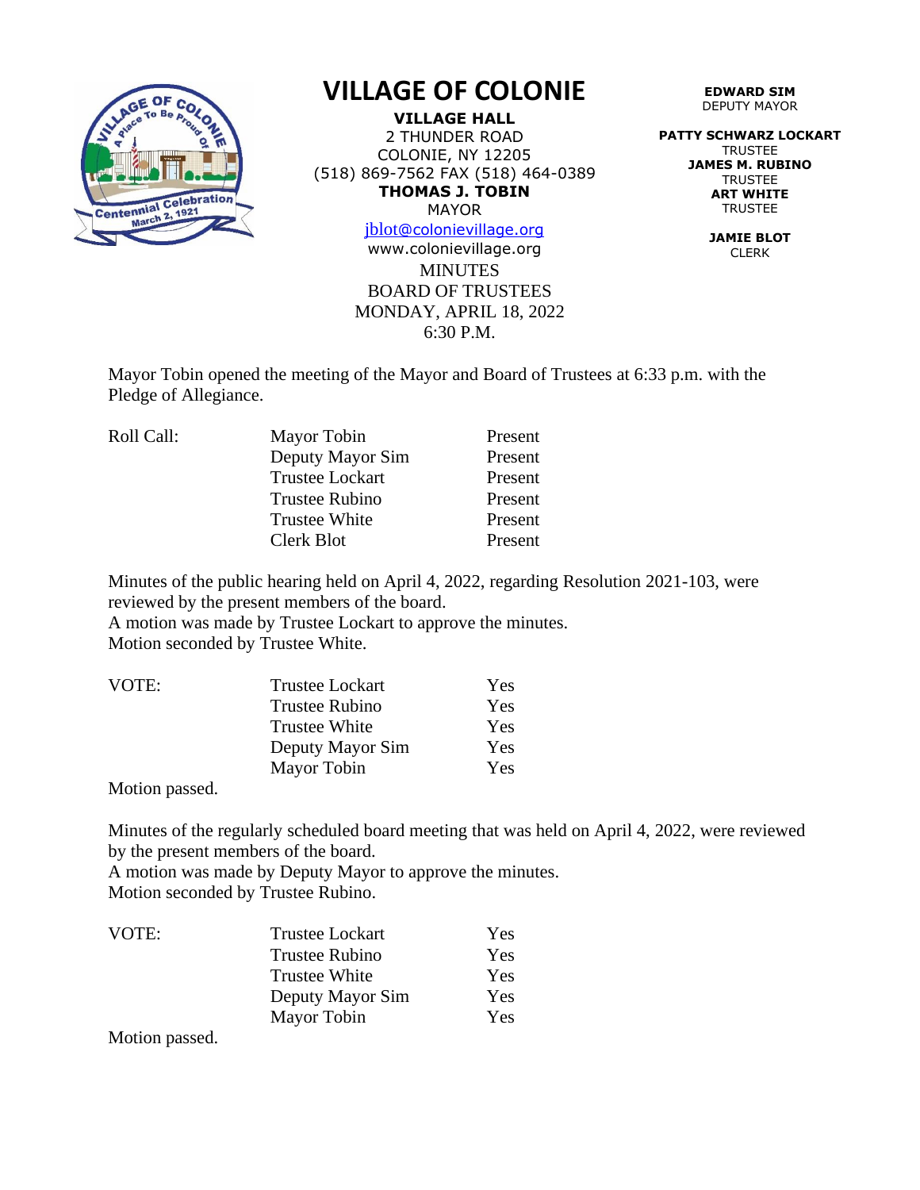# VILLAGE OF COLONIE

**VILLAGE HALL**
2 THUNDER ROAD
COLONIE, NY 12205
(518) 869-7562 FAX (518) 464-0389
**THOMAS J. TOBIN**
MAYOR
jblot@colonievillage.org
www.colonievillage.org

**EDWARD SIM**
DEPUTY MAYOR

**PATTY SCHWARZ LOCKART**
TRUSTEE
**JAMES M. RUBINO**
TRUSTEE
**ART WHITE**
TRUSTEE

**JAMIE BLOT**
CLERK

MINUTES
BOARD OF TRUSTEES
MONDAY, APRIL 18, 2022
6:30 P.M.

Mayor Tobin opened the meeting of the Mayor and Board of Trustees at 6:33 p.m. with the Pledge of Allegiance.

| Roll Call: | Mayor Tobin | Present |
|---|---|---|
| | Deputy Mayor Sim | Present |
| | Trustee Lockart | Present |
| | Trustee Rubino | Present |
| | Trustee White | Present |
| | Clerk Blot | Present |

Minutes of the public hearing held on April 4, 2022, regarding Resolution 2021-103, were reviewed by the present members of the board.
A motion was made by Trustee Lockart to approve the minutes.
Motion seconded by Trustee White.

| VOTE: | Trustee Lockart | Yes |
|---|---|---|
| | Trustee Rubino | Yes |
| | Trustee White | Yes |
| | Deputy Mayor Sim | Yes |
| | Mayor Tobin | Yes |

Motion passed.

Minutes of the regularly scheduled board meeting that was held on April 4, 2022, were reviewed by the present members of the board.
A motion was made by Deputy Mayor to approve the minutes.
Motion seconded by Trustee Rubino.

| VOTE: | Trustee Lockart | Yes |
|---|---|---|
| | Trustee Rubino | Yes |
| | Trustee White | Yes |
| | Deputy Mayor Sim | Yes |
| | Mayor Tobin | Yes |

Motion passed.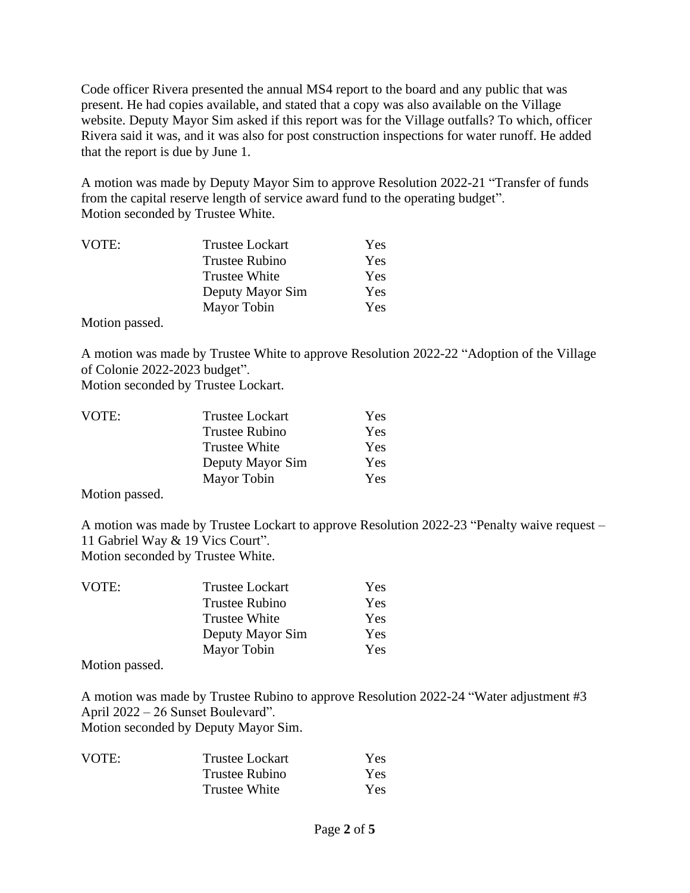Code officer Rivera presented the annual MS4 report to the board and any public that was present. He had copies available, and stated that a copy was also available on the Village website. Deputy Mayor Sim asked if this report was for the Village outfalls? To which, officer Rivera said it was, and it was also for post construction inspections for water runoff. He added that the report is due by June 1.

A motion was made by Deputy Mayor Sim to approve Resolution 2022-21 "Transfer of funds from the capital reserve length of service award fund to the operating budget".
Motion seconded by Trustee White.

| VOTE: | Trustee Lockart | Yes |
|---|---|---|
| | Trustee Rubino | Yes |
| | Trustee White | Yes |
| | Deputy Mayor Sim | Yes |
| | Mayor Tobin | Yes |

Motion passed.

A motion was made by Trustee White to approve Resolution 2022-22 "Adoption of the Village of Colonie 2022-2023 budget".
Motion seconded by Trustee Lockart.

| VOTE: | Trustee Lockart | Yes |
|---|---|---|
| | Trustee Rubino | Yes |
| | Trustee White | Yes |
| | Deputy Mayor Sim | Yes |
| | Mayor Tobin | Yes |

Motion passed.

A motion was made by Trustee Lockart to approve Resolution 2022-23 "Penalty waive request – 11 Gabriel Way & 19 Vics Court".
Motion seconded by Trustee White.

| VOTE: | Trustee Lockart | Yes |
|---|---|---|
| | Trustee Rubino | Yes |
| | Trustee White | Yes |
| | Deputy Mayor Sim | Yes |
| | Mayor Tobin | Yes |

Motion passed.

A motion was made by Trustee Rubino to approve Resolution 2022-24 "Water adjustment #3 April 2022 – 26 Sunset Boulevard".
Motion seconded by Deputy Mayor Sim.

| VOTE: | Trustee Lockart | Yes |
|---|---|---|
| | Trustee Rubino | Yes |
| | Trustee White | Yes |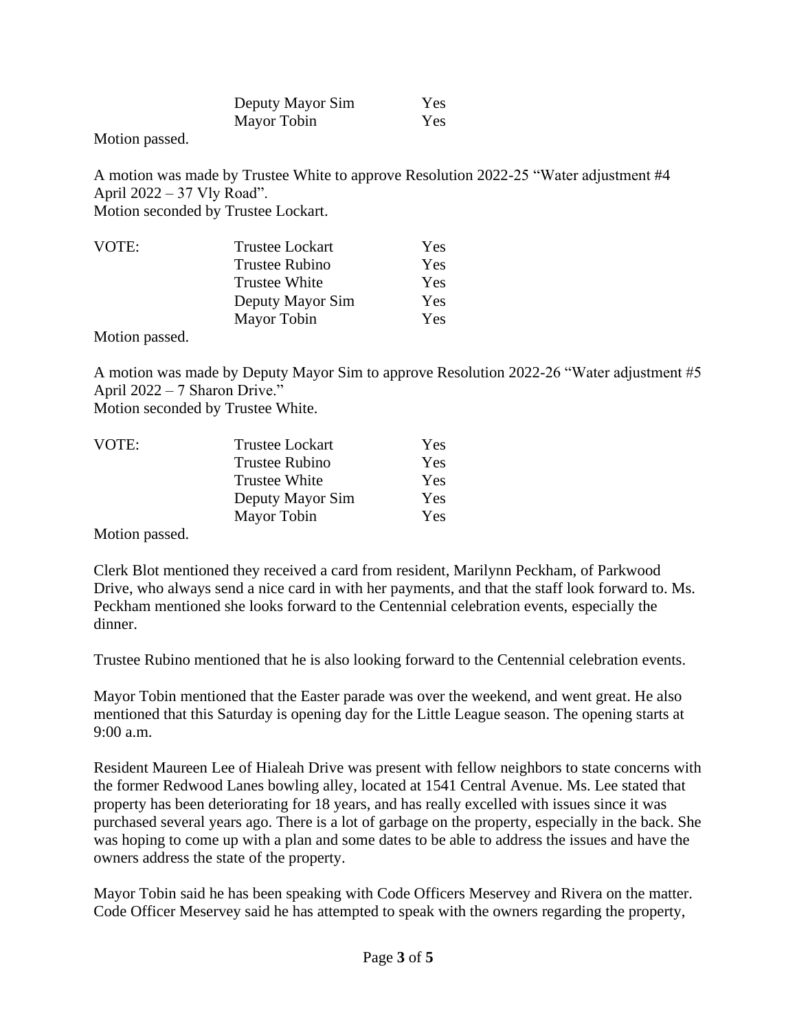| | | |
|---|---|---|
| | Deputy Mayor Sim | Yes |
| | Mayor Tobin | Yes |

Motion passed.

A motion was made by Trustee White to approve Resolution 2022-25 "Water adjustment #4 April 2022 – 37 Vly Road".
Motion seconded by Trustee Lockart.

| VOTE: | | |
|---|---|---|
| | Trustee Lockart | Yes |
| | Trustee Rubino | Yes |
| | Trustee White | Yes |
| | Deputy Mayor Sim | Yes |
| | Mayor Tobin | Yes |

Motion passed.

A motion was made by Deputy Mayor Sim to approve Resolution 2022-26 "Water adjustment #5 April 2022 – 7 Sharon Drive."
Motion seconded by Trustee White.

| VOTE: | | |
|---|---|---|
| | Trustee Lockart | Yes |
| | Trustee Rubino | Yes |
| | Trustee White | Yes |
| | Deputy Mayor Sim | Yes |
| | Mayor Tobin | Yes |

Motion passed.

Clerk Blot mentioned they received a card from resident, Marilynn Peckham, of Parkwood Drive, who always send a nice card in with her payments, and that the staff look forward to. Ms. Peckham mentioned she looks forward to the Centennial celebration events, especially the dinner.

Trustee Rubino mentioned that he is also looking forward to the Centennial celebration events.

Mayor Tobin mentioned that the Easter parade was over the weekend, and went great. He also mentioned that this Saturday is opening day for the Little League season. The opening starts at 9:00 a.m.

Resident Maureen Lee of Hialeah Drive was present with fellow neighbors to state concerns with the former Redwood Lanes bowling alley, located at 1541 Central Avenue. Ms. Lee stated that property has been deteriorating for 18 years, and has really excelled with issues since it was purchased several years ago. There is a lot of garbage on the property, especially in the back. She was hoping to come up with a plan and some dates to be able to address the issues and have the owners address the state of the property.

Mayor Tobin said he has been speaking with Code Officers Meservey and Rivera on the matter. Code Officer Meservey said he has attempted to speak with the owners regarding the property,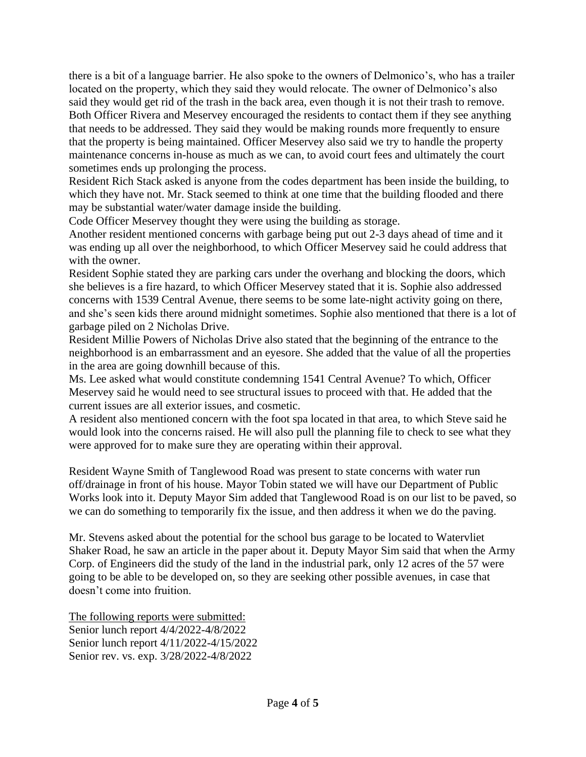there is a bit of a language barrier. He also spoke to the owners of Delmonico's, who has a trailer located on the property, which they said they would relocate. The owner of Delmonico's also said they would get rid of the trash in the back area, even though it is not their trash to remove. Both Officer Rivera and Meservey encouraged the residents to contact them if they see anything that needs to be addressed. They said they would be making rounds more frequently to ensure that the property is being maintained. Officer Meservey also said we try to handle the property maintenance concerns in-house as much as we can, to avoid court fees and ultimately the court sometimes ends up prolonging the process.

Resident Rich Stack asked is anyone from the codes department has been inside the building, to which they have not. Mr. Stack seemed to think at one time that the building flooded and there may be substantial water/water damage inside the building.

Code Officer Meservey thought they were using the building as storage.

Another resident mentioned concerns with garbage being put out 2-3 days ahead of time and it was ending up all over the neighborhood, to which Officer Meservey said he could address that with the owner.

Resident Sophie stated they are parking cars under the overhang and blocking the doors, which she believes is a fire hazard, to which Officer Meservey stated that it is. Sophie also addressed concerns with 1539 Central Avenue, there seems to be some late-night activity going on there, and she's seen kids there around midnight sometimes. Sophie also mentioned that there is a lot of garbage piled on 2 Nicholas Drive.

Resident Millie Powers of Nicholas Drive also stated that the beginning of the entrance to the neighborhood is an embarrassment and an eyesore. She added that the value of all the properties in the area are going downhill because of this.

Ms. Lee asked what would constitute condemning 1541 Central Avenue? To which, Officer Meservey said he would need to see structural issues to proceed with that. He added that the current issues are all exterior issues, and cosmetic.

A resident also mentioned concern with the foot spa located in that area, to which Steve said he would look into the concerns raised. He will also pull the planning file to check to see what they were approved for to make sure they are operating within their approval.

Resident Wayne Smith of Tanglewood Road was present to state concerns with water run off/drainage in front of his house. Mayor Tobin stated we will have our Department of Public Works look into it. Deputy Mayor Sim added that Tanglewood Road is on our list to be paved, so we can do something to temporarily fix the issue, and then address it when we do the paving.

Mr. Stevens asked about the potential for the school bus garage to be located to Watervliet Shaker Road, he saw an article in the paper about it. Deputy Mayor Sim said that when the Army Corp. of Engineers did the study of the land in the industrial park, only 12 acres of the 57 were going to be able to be developed on, so they are seeking other possible avenues, in case that doesn't come into fruition.

<u>The following reports were submitted:</u>
Senior lunch report 4/4/2022-4/8/2022
Senior lunch report 4/11/2022-4/15/2022
Senior rev. vs. exp. 3/28/2022-4/8/2022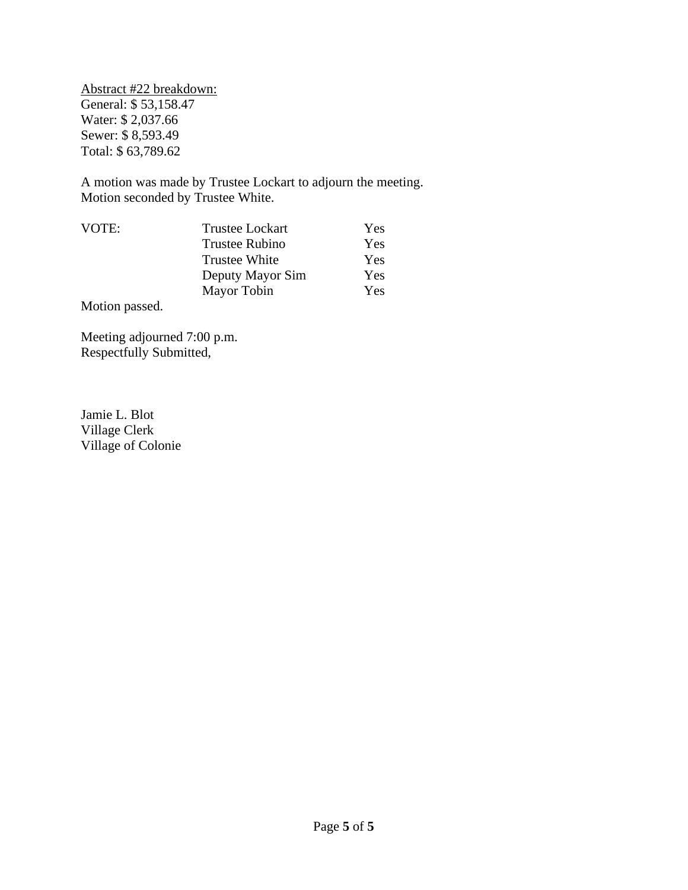Abstract #22 breakdown:
General: $ 53,158.47
Water: $ 2,037.66
Sewer: $ 8,593.49
Total: $ 63,789.62

A motion was made by Trustee Lockart to adjourn the meeting.
Motion seconded by Trustee White.

| | | |
|---|---|---|
| VOTE: | Trustee Lockart | Yes |
| | Trustee Rubino | Yes |
| | Trustee White | Yes |
| | Deputy Mayor Sim | Yes |
| | Mayor Tobin | Yes |

Motion passed.

Meeting adjourned 7:00 p.m.
Respectfully Submitted,

Jamie L. Blot
Village Clerk
Village of Colonie